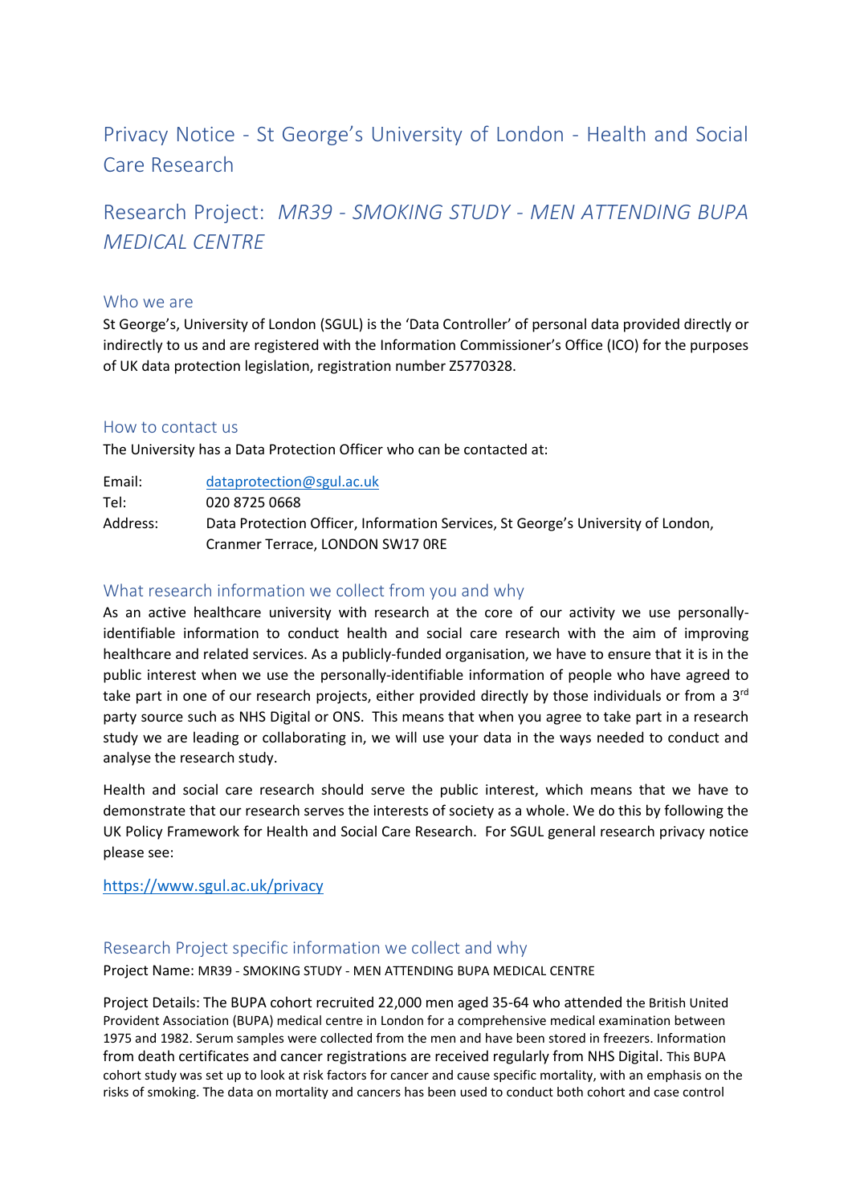# Privacy Notice - St George's University of London - Health and Social Care Research

# Research Project: *MR39 - SMOKING STUDY - MEN ATTENDING BUPA MEDICAL CENTRE*

## Who we are

St George's, University of London (SGUL) is the 'Data Controller' of personal data provided directly or indirectly to us and are registered with the Information Commissioner's Office (ICO) for the purposes of UK data protection legislation, registration number Z5770328.

## How to contact us

The University has a Data Protection Officer who can be contacted at:

| | |
|---|---|
| Email: | dataprotection@sgul.ac.uk |
| Tel: | 020 8725 0668 |
| Address: | Data Protection Officer, Information Services, St George's University of London, Cranmer Terrace, LONDON SW17 0RE |

## What research information we collect from you and why

As an active healthcare university with research at the core of our activity we use personally-identifiable information to conduct health and social care research with the aim of improving healthcare and related services. As a publicly-funded organisation, we have to ensure that it is in the public interest when we use the personally-identifiable information of people who have agreed to take part in one of our research projects, either provided directly by those individuals or from a 3rd party source such as NHS Digital or ONS. This means that when you agree to take part in a research study we are leading or collaborating in, we will use your data in the ways needed to conduct and analyse the research study.

Health and social care research should serve the public interest, which means that we have to demonstrate that our research serves the interests of society as a whole. We do this by following the UK Policy Framework for Health and Social Care Research. For SGUL general research privacy notice please see:

https://www.sgul.ac.uk/privacy

## Research Project specific information we collect and why

Project Name: MR39 - SMOKING STUDY - MEN ATTENDING BUPA MEDICAL CENTRE

Project Details: The BUPA cohort recruited 22,000 men aged 35-64 who attended the British United Provident Association (BUPA) medical centre in London for a comprehensive medical examination between 1975 and 1982. Serum samples were collected from the men and have been stored in freezers. Information from death certificates and cancer registrations are received regularly from NHS Digital. This BUPA cohort study was set up to look at risk factors for cancer and cause specific mortality, with an emphasis on the risks of smoking. The data on mortality and cancers has been used to conduct both cohort and case control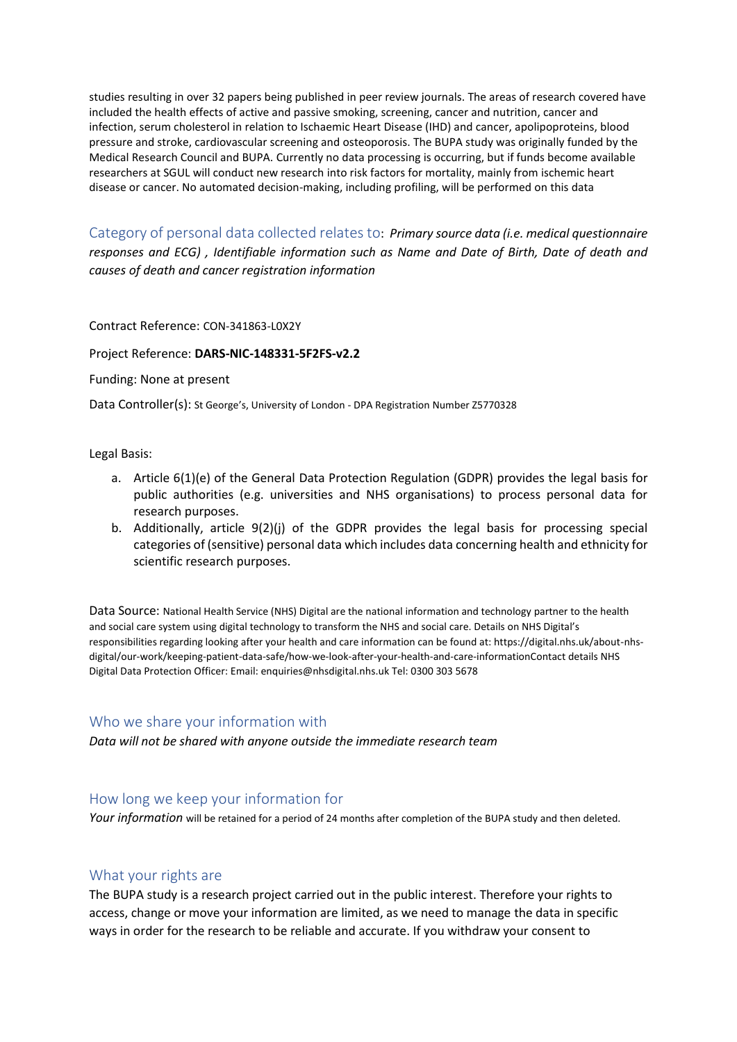studies resulting in over 32 papers being published in peer review journals. The areas of research covered have included the health effects of active and passive smoking, screening, cancer and nutrition, cancer and infection, serum cholesterol in relation to Ischaemic Heart Disease (IHD) and cancer, apolipoproteins, blood pressure and stroke, cardiovascular screening and osteoporosis. The BUPA study was originally funded by the Medical Research Council and BUPA. Currently no data processing is occurring, but if funds become available researchers at SGUL will conduct new research into risk factors for mortality, mainly from ischemic heart disease or cancer. No automated decision-making, including profiling, will be performed on this data

## Category of personal data collected relates to: *Primary source data (i.e. medical questionnaire responses and ECG) , Identifiable information such as Name and Date of Birth, Date of death and causes of death and cancer registration information*

Contract Reference: CON-341863-L0X2Y

Project Reference: **DARS-NIC-148331-5F2FS-v2.2**

Funding: None at present

Data Controller(s): St George's, University of London - DPA Registration Number Z5770328

Legal Basis:

a. Article 6(1)(e) of the General Data Protection Regulation (GDPR) provides the legal basis for public authorities (e.g. universities and NHS organisations) to process personal data for research purposes.
b. Additionally, article 9(2)(j) of the GDPR provides the legal basis for processing special categories of (sensitive) personal data which includes data concerning health and ethnicity for scientific research purposes.

Data Source: National Health Service (NHS) Digital are the national information and technology partner to the health and social care system using digital technology to transform the NHS and social care. Details on NHS Digital's responsibilities regarding looking after your health and care information can be found at: https://digital.nhs.uk/about-nhs-digital/our-work/keeping-patient-data-safe/how-we-look-after-your-health-and-care-informationContact details NHS Digital Data Protection Officer: Email: enquiries@nhsdigital.nhs.uk Tel: 0300 303 5678

## Who we share your information with

*Data will not be shared with anyone outside the immediate research team*

## How long we keep your information for

*Your information* will be retained for a period of 24 months after completion of the BUPA study and then deleted.

## What your rights are

The BUPA study is a research project carried out in the public interest. Therefore your rights to access, change or move your information are limited, as we need to manage the data in specific ways in order for the research to be reliable and accurate. If you withdraw your consent to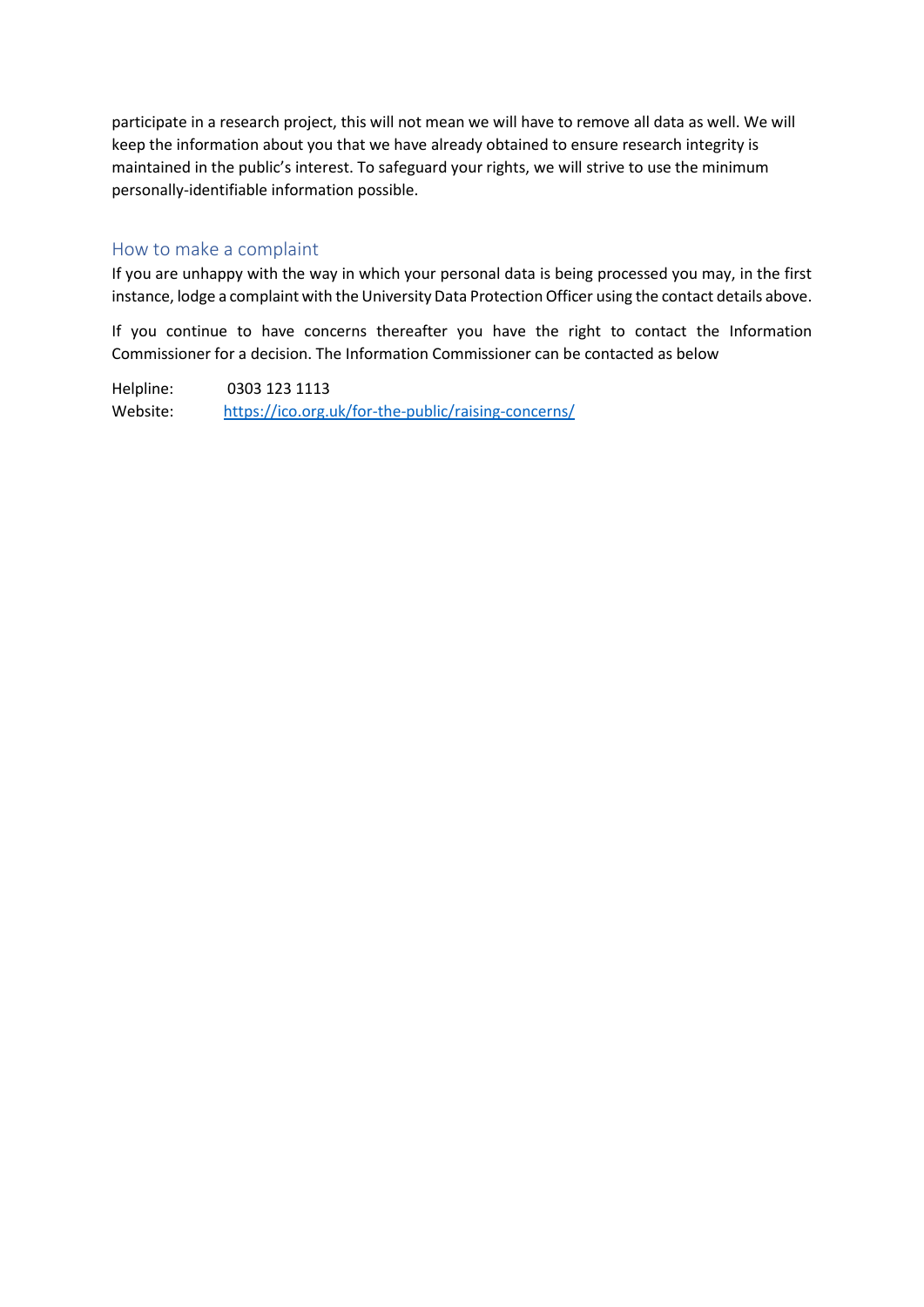participate in a research project, this will not mean we will have to remove all data as well. We will keep the information about you that we have already obtained to ensure research integrity is maintained in the public's interest. To safeguard your rights, we will strive to use the minimum personally-identifiable information possible.

## How to make a complaint

If you are unhappy with the way in which your personal data is being processed you may, in the first instance, lodge a complaint with the University Data Protection Officer using the contact details above.

If you continue to have concerns thereafter you have the right to contact the Information Commissioner for a decision. The Information Commissioner can be contacted as below

Helpline: 0303 123 1113
Website: https://ico.org.uk/for-the-public/raising-concerns/